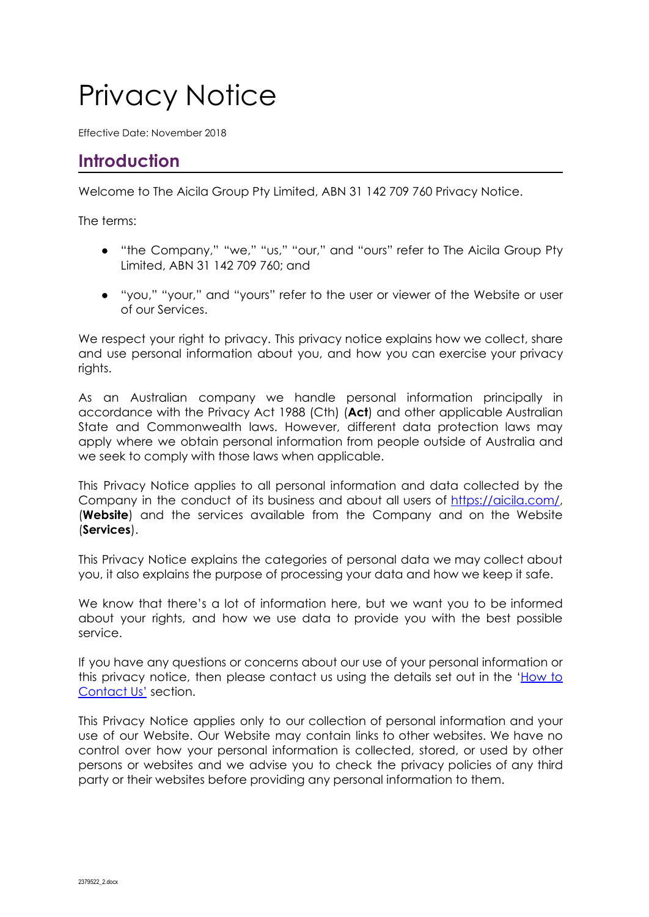# Privacy Notice

Effective Date: November 2018

## Introduction

Welcome to The Aicila Group Pty Limited, ABN 31 142 709 760 Privacy Notice.

The terms:

- "the Company," "we," "us," "our," and "ours" refer to The Aicila Group Pty Limited, ABN 31 142 709 760; and
- "you," "your," and "yours" refer to the user or viewer of the Website or user of our Services.

We respect your right to privacy. This privacy notice explains how we collect, share and use personal information about you, and how you can exercise your privacy rights.

As an Australian company we handle personal information principally in accordance with the Privacy Act 1988 (Cth) (**Act**) and other applicable Australian State and Commonwealth laws. However, different data protection laws may apply where we obtain personal information from people outside of Australia and we seek to comply with those laws when applicable.

This Privacy Notice applies to all personal information and data collected by the Company in the conduct of its business and about all users of [https://aicila.com/](https://aicila.com/), (**Website**) and the services available from the Company and on the Website (**Services**).

This Privacy Notice explains the categories of personal data we may collect about you, it also explains the purpose of processing your data and how we keep it safe.

We know that there's a lot of information here, but we want you to be informed about your rights, and how we use data to provide you with the best possible service.

If you have any questions or concerns about our use of your personal information or this privacy notice, then please contact us using the details set out in the 'How to Contact Us' section.

This Privacy Notice applies only to our collection of personal information and your use of our Website. Our Website may contain links to other websites. We have no control over how your personal information is collected, stored, or used by other persons or websites and we advise you to check the privacy policies of any third party or their websites before providing any personal information to them.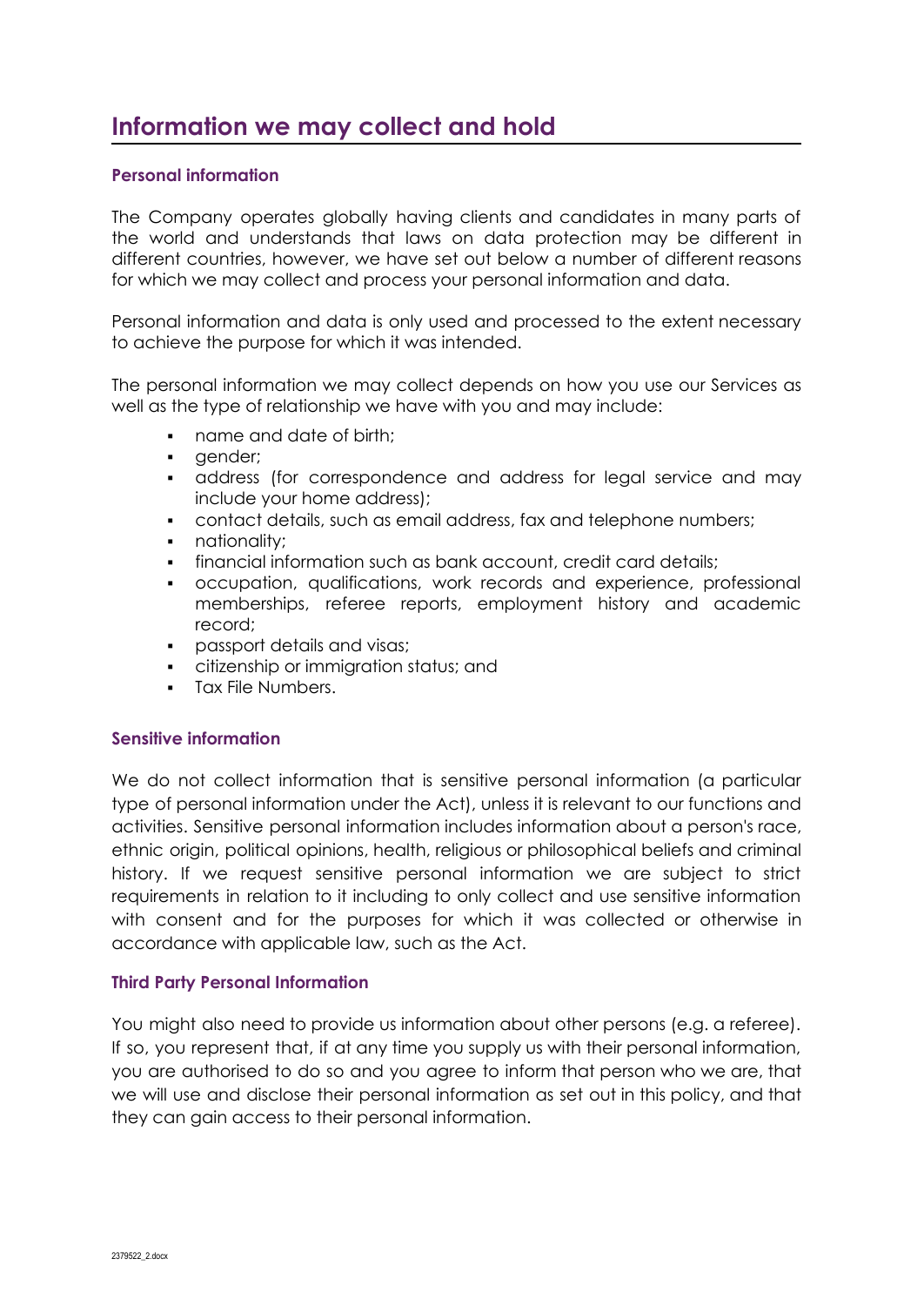## Information we may collect and hold

### Personal information

The Company operates globally having clients and candidates in many parts of the world and understands that laws on data protection may be different in different countries, however, we have set out below a number of different reasons for which we may collect and process your personal information and data.

Personal information and data is only used and processed to the extent necessary to achieve the purpose for which it was intended.

The personal information we may collect depends on how you use our Services as well as the type of relationship we have with you and may include:

- name and date of birth;
- gender;
- address (for correspondence and address for legal service and may include your home address);
- contact details, such as email address, fax and telephone numbers;
- nationality;
- financial information such as bank account, credit card details;
- occupation, qualifications, work records and experience, professional memberships, referee reports, employment history and academic record;
- passport details and visas;
- citizenship or immigration status; and
- Tax File Numbers.

### Sensitive information

We do not collect information that is sensitive personal information (a particular type of personal information under the Act), unless it is relevant to our functions and activities. Sensitive personal information includes information about a person's race, ethnic origin, political opinions, health, religious or philosophical beliefs and criminal history. If we request sensitive personal information we are subject to strict requirements in relation to it including to only collect and use sensitive information with consent and for the purposes for which it was collected or otherwise in accordance with applicable law, such as the Act.

### Third Party Personal Information

You might also need to provide us information about other persons (e.g. a referee). If so, you represent that, if at any time you supply us with their personal information, you are authorised to do so and you agree to inform that person who we are, that we will use and disclose their personal information as set out in this policy, and that they can gain access to their personal information.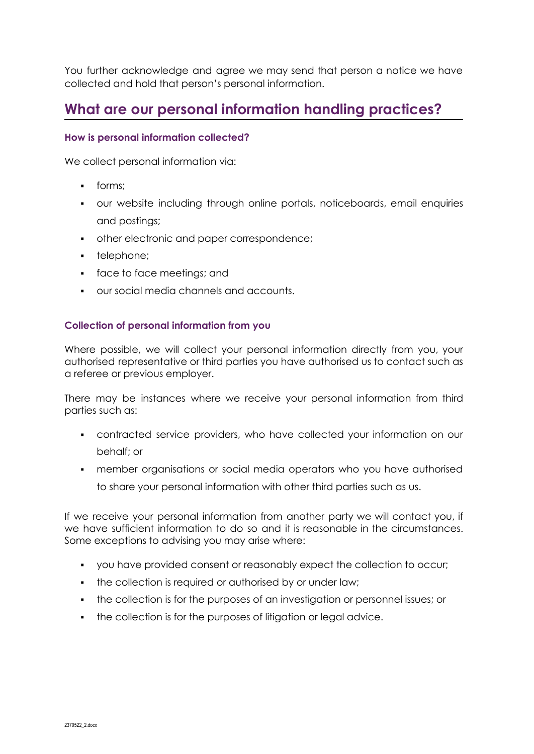You further acknowledge and agree we may send that person a notice we have collected and hold that person's personal information.

## What are our personal information handling practices?

#### How is personal information collected?

We collect personal information via:

- forms;
- our website including through online portals, noticeboards, email enquiries and postings;
- other electronic and paper correspondence;
- telephone;
- face to face meetings; and
- our social media channels and accounts.

#### Collection of personal information from you

Where possible, we will collect your personal information directly from you, your authorised representative or third parties you have authorised us to contact such as a referee or previous employer.

There may be instances where we receive your personal information from third parties such as:

- contracted service providers, who have collected your information on our behalf; or
- member organisations or social media operators who you have authorised to share your personal information with other third parties such as us.

If we receive your personal information from another party we will contact you, if we have sufficient information to do so and it is reasonable in the circumstances. Some exceptions to advising you may arise where:

- you have provided consent or reasonably expect the collection to occur;
- the collection is required or authorised by or under law;
- the collection is for the purposes of an investigation or personnel issues; or
- the collection is for the purposes of litigation or legal advice.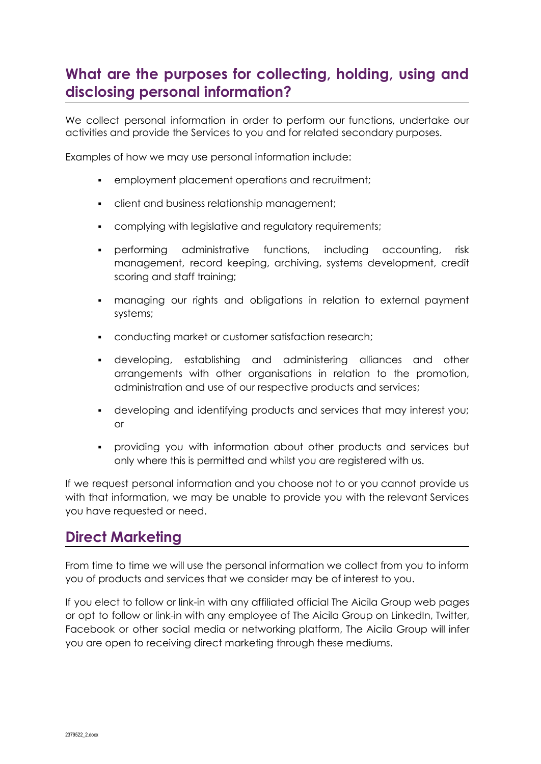## What are the purposes for collecting, holding, using and disclosing personal information?

We collect personal information in order to perform our functions, undertake our activities and provide the Services to you and for related secondary purposes.

Examples of how we may use personal information include:

- employment placement operations and recruitment;
- client and business relationship management;
- complying with legislative and regulatory requirements;
- performing administrative functions, including accounting, risk management, record keeping, archiving, systems development, credit scoring and staff training;
- managing our rights and obligations in relation to external payment systems;
- conducting market or customer satisfaction research;
- developing, establishing and administering alliances and other arrangements with other organisations in relation to the promotion, administration and use of our respective products and services;
- developing and identifying products and services that may interest you; or
- providing you with information about other products and services but only where this is permitted and whilst you are registered with us.

If we request personal information and you choose not to or you cannot provide us with that information, we may be unable to provide you with the relevant Services you have requested or need.

## Direct Marketing

From time to time we will use the personal information we collect from you to inform you of products and services that we consider may be of interest to you.

If you elect to follow or link-in with any affiliated official The Aicila Group web pages or opt to follow or link-in with any employee of The Aicila Group on LinkedIn, Twitter, Facebook or other social media or networking platform, The Aicila Group will infer you are open to receiving direct marketing through these mediums.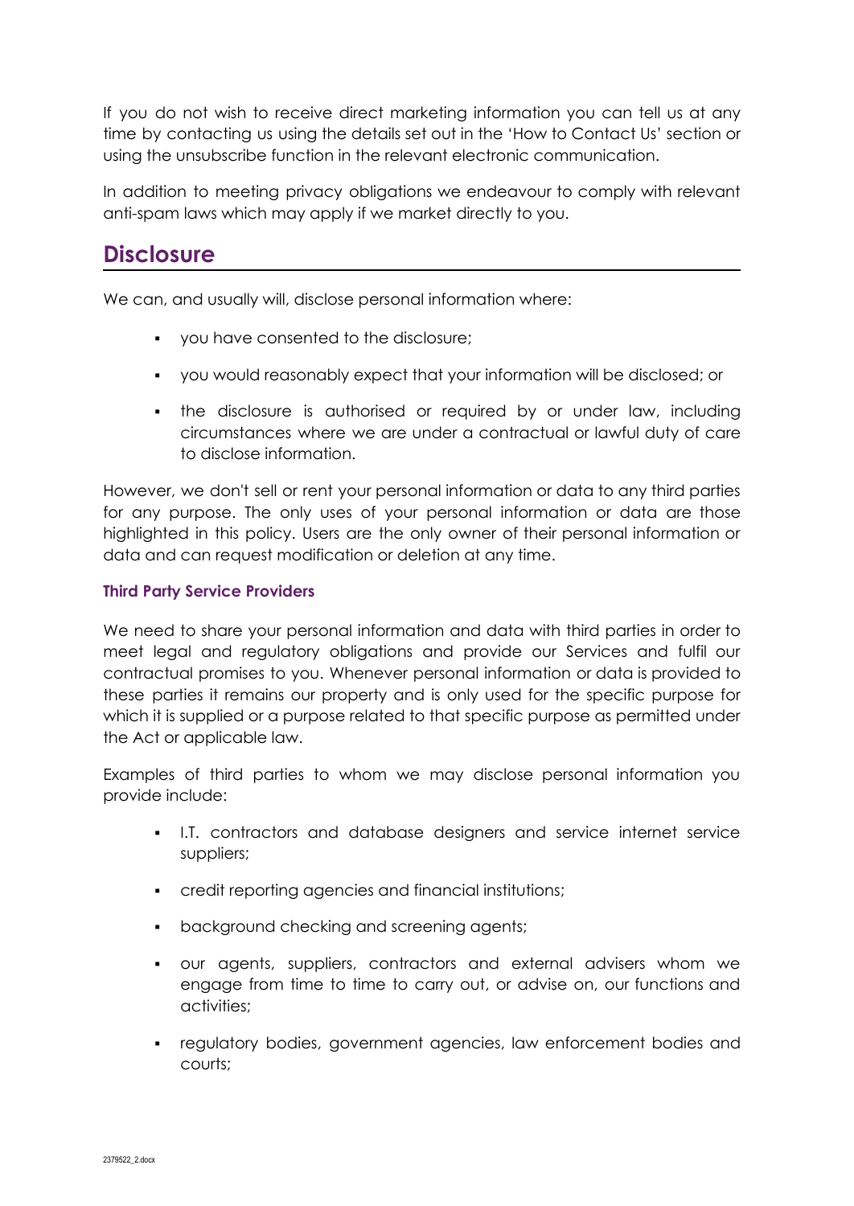If you do not wish to receive direct marketing information you can tell us at any time by contacting us using the details set out in the 'How to Contact Us' section or using the unsubscribe function in the relevant electronic communication.

In addition to meeting privacy obligations we endeavour to comply with relevant anti-spam laws which may apply if we market directly to you.

## Disclosure

We can, and usually will, disclose personal information where:

- you have consented to the disclosure;
- you would reasonably expect that your information will be disclosed; or
- the disclosure is authorised or required by or under law, including circumstances where we are under a contractual or lawful duty of care to disclose information.

However, we don't sell or rent your personal information or data to any third parties for any purpose. The only uses of your personal information or data are those highlighted in this policy. Users are the only owner of their personal information or data and can request modification or deletion at any time.

#### Third Party Service Providers

We need to share your personal information and data with third parties in order to meet legal and regulatory obligations and provide our Services and fulfil our contractual promises to you. Whenever personal information or data is provided to these parties it remains our property and is only used for the specific purpose for which it is supplied or a purpose related to that specific purpose as permitted under the Act or applicable law.

Examples of third parties to whom we may disclose personal information you provide include:

- I.T. contractors and database designers and service internet service suppliers;
- credit reporting agencies and financial institutions;
- background checking and screening agents;
- our agents, suppliers, contractors and external advisers whom we engage from time to time to carry out, or advise on, our functions and activities;
- regulatory bodies, government agencies, law enforcement bodies and courts;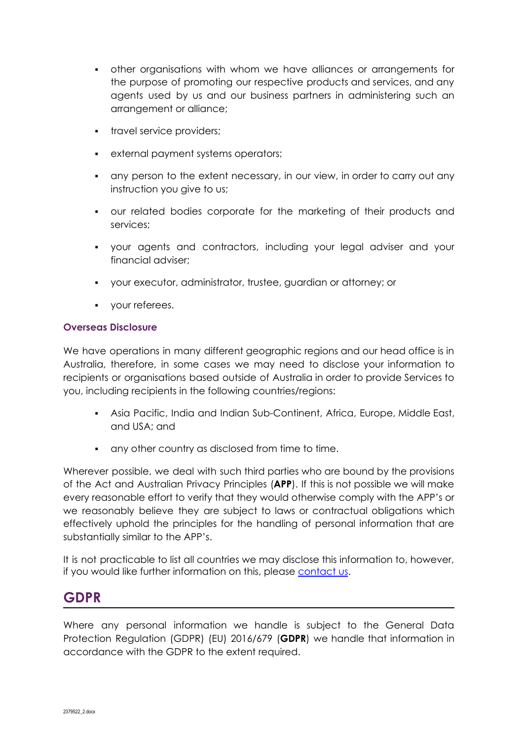- other organisations with whom we have alliances or arrangements for the purpose of promoting our respective products and services, and any agents used by us and our business partners in administering such an arrangement or alliance;
- travel service providers;
- external payment systems operators;
- any person to the extent necessary, in our view, in order to carry out any instruction you give to us;
- our related bodies corporate for the marketing of their products and services;
- your agents and contractors, including your legal adviser and your financial adviser;
- your executor, administrator, trustee, guardian or attorney; or
- your referees.

### Overseas Disclosure

We have operations in many different geographic regions and our head office is in Australia, therefore, in some cases we may need to disclose your information to recipients or organisations based outside of Australia in order to provide Services to you, including recipients in the following countries/regions:

- Asia Pacific, India and Indian Sub-Continent, Africa, Europe, Middle East, and USA; and
- any other country as disclosed from time to time.

Wherever possible, we deal with such third parties who are bound by the provisions of the Act and Australian Privacy Principles (**APP**). If this is not possible we will make every reasonable effort to verify that they would otherwise comply with the APP's or we reasonably believe they are subject to laws or contractual obligations which effectively uphold the principles for the handling of personal information that are substantially similar to the APP's.

It is not practicable to list all countries we may disclose this information to, however, if you would like further information on this, please contact us.

## GDPR

Where any personal information we handle is subject to the General Data Protection Regulation (GDPR) (EU) 2016/679 (**GDPR**) we handle that information in accordance with the GDPR to the extent required.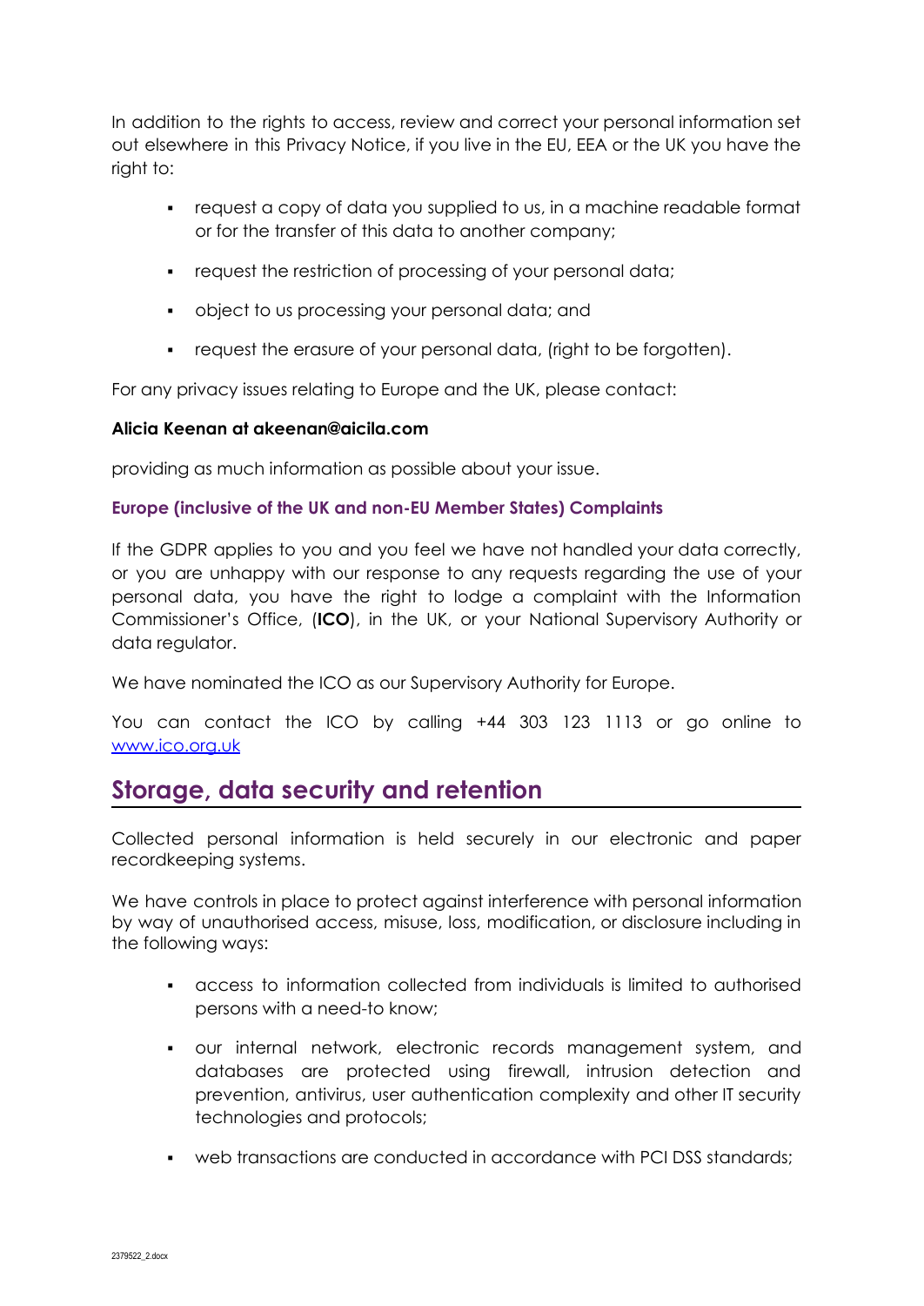In addition to the rights to access, review and correct your personal information set out elsewhere in this Privacy Notice, if you live in the EU, EEA or the UK you have the right to:

- request a copy of data you supplied to us, in a machine readable format or for the transfer of this data to another company;
- request the restriction of processing of your personal data;
- object to us processing your personal data; and
- request the erasure of your personal data, (right to be forgotten).

For any privacy issues relating to Europe and the UK, please contact:

**Alicia Keenan at akeenan@aicila.com**

providing as much information as possible about your issue.

### Europe (inclusive of the UK and non-EU Member States) Complaints

If the GDPR applies to you and you feel we have not handled your data correctly, or you are unhappy with our response to any requests regarding the use of your personal data, you have the right to lodge a complaint with the Information Commissioner's Office, (**ICO**), in the UK, or your National Supervisory Authority or data regulator.

We have nominated the ICO as our Supervisory Authority for Europe.

You can contact the ICO by calling +44 303 123 1113 or go online to [www.ico.org.uk](http://www.ico.org.uk)

## Storage, data security and retention

Collected personal information is held securely in our electronic and paper recordkeeping systems.

We have controls in place to protect against interference with personal information by way of unauthorised access, misuse, loss, modification, or disclosure including in the following ways:

- access to information collected from individuals is limited to authorised persons with a need-to know;
- our internal network, electronic records management system, and databases are protected using firewall, intrusion detection and prevention, antivirus, user authentication complexity and other IT security technologies and protocols;
- web transactions are conducted in accordance with PCI DSS standards;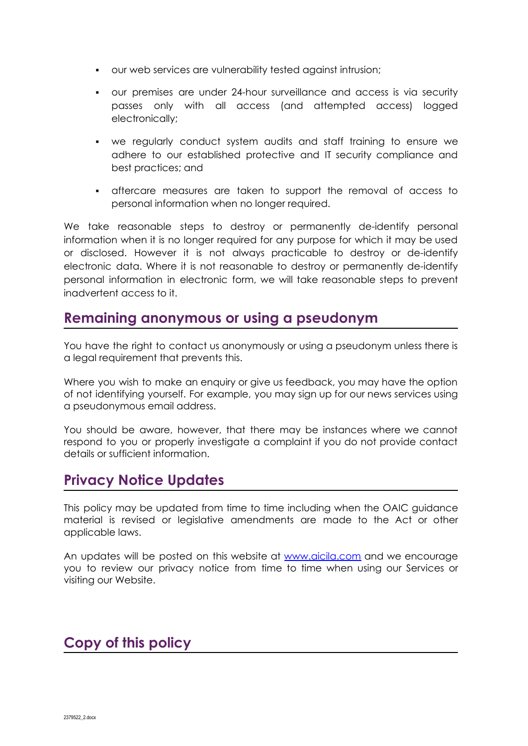- our web services are vulnerability tested against intrusion;
- our premises are under 24-hour surveillance and access is via security passes only with all access (and attempted access) logged electronically;
- we regularly conduct system audits and staff training to ensure we adhere to our established protective and IT security compliance and best practices; and
- aftercare measures are taken to support the removal of access to personal information when no longer required.

We take reasonable steps to destroy or permanently de-identify personal information when it is no longer required for any purpose for which it may be used or disclosed. However it is not always practicable to destroy or de-identify electronic data. Where it is not reasonable to destroy or permanently de-identify personal information in electronic form, we will take reasonable steps to prevent inadvertent access to it.

## Remaining anonymous or using a pseudonym

You have the right to contact us anonymously or using a pseudonym unless there is a legal requirement that prevents this.

Where you wish to make an enquiry or give us feedback, you may have the option of not identifying yourself. For example, you may sign up for our news services using a pseudonymous email address.

You should be aware, however, that there may be instances where we cannot respond to you or properly investigate a complaint if you do not provide contact details or sufficient information.

## Privacy Notice Updates

This policy may be updated from time to time including when the OAIC guidance material is revised or legislative amendments are made to the Act or other applicable laws.

An updates will be posted on this website at [www.aicila.com](www.aicila.com) and we encourage you to review our privacy notice from time to time when using our Services or visiting our Website.

## Copy of this policy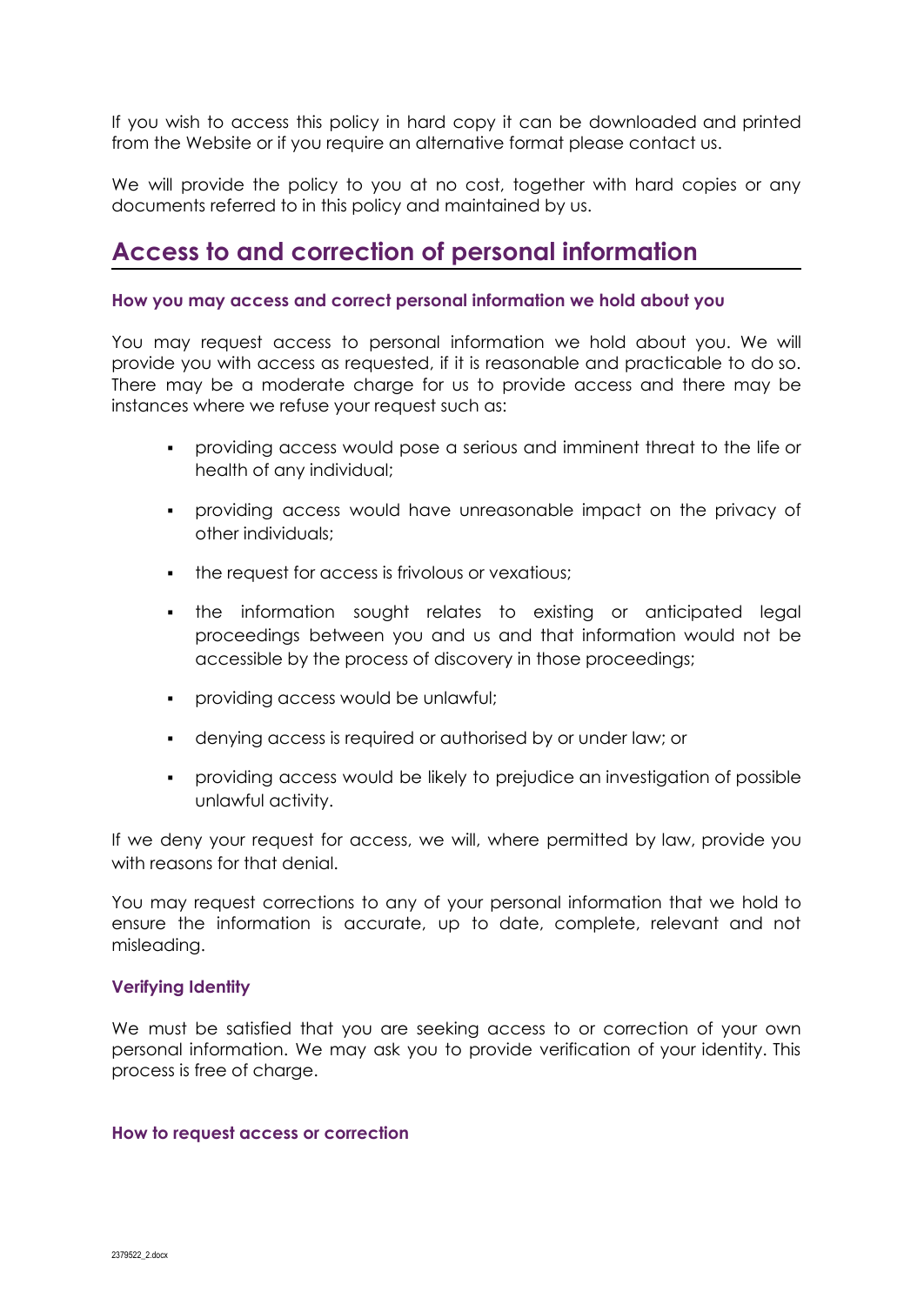If you wish to access this policy in hard copy it can be downloaded and printed from the Website or if you require an alternative format please contact us.

We will provide the policy to you at no cost, together with hard copies or any documents referred to in this policy and maintained by us.

## Access to and correction of personal information

### How you may access and correct personal information we hold about you

You may request access to personal information we hold about you. We will provide you with access as requested, if it is reasonable and practicable to do so. There may be a moderate charge for us to provide access and there may be instances where we refuse your request such as:

- providing access would pose a serious and imminent threat to the life or health of any individual;
- providing access would have unreasonable impact on the privacy of other individuals;
- the request for access is frivolous or vexatious;
- the information sought relates to existing or anticipated legal proceedings between you and us and that information would not be accessible by the process of discovery in those proceedings;
- providing access would be unlawful;
- denying access is required or authorised by or under law; or
- providing access would be likely to prejudice an investigation of possible unlawful activity.

If we deny your request for access, we will, where permitted by law, provide you with reasons for that denial.

You may request corrections to any of your personal information that we hold to ensure the information is accurate, up to date, complete, relevant and not misleading.

### Verifying Identity

We must be satisfied that you are seeking access to or correction of your own personal information. We may ask you to provide verification of your identity. This process is free of charge.

### How to request access or correction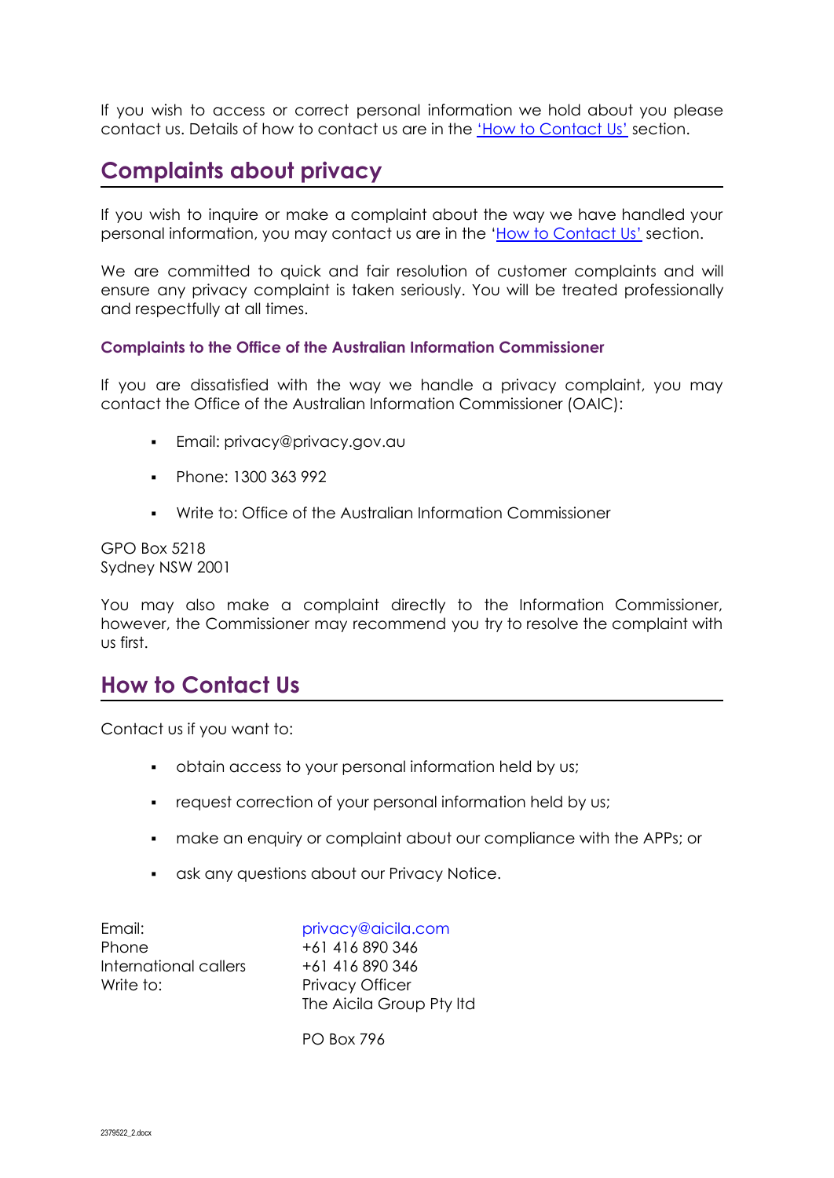If you wish to access or correct personal information we hold about you please contact us. Details of how to contact us are in the 'How to Contact Us' section.

## Complaints about privacy

If you wish to inquire or make a complaint about the way we have handled your personal information, you may contact us are in the 'How to Contact Us' section.

We are committed to quick and fair resolution of customer complaints and will ensure any privacy complaint is taken seriously. You will be treated professionally and respectfully at all times.

### Complaints to the Office of the Australian Information Commissioner

If you are dissatisfied with the way we handle a privacy complaint, you may contact the Office of the Australian Information Commissioner (OAIC):

- Email: privacy@privacy.gov.au
- Phone: 1300 363 992
- Write to: Office of the Australian Information Commissioner

GPO Box 5218
Sydney NSW 2001

You may also make a complaint directly to the Information Commissioner, however, the Commissioner may recommend you try to resolve the complaint with us first.

## How to Contact Us

Contact us if you want to:

- obtain access to your personal information held by us;
- request correction of your personal information held by us;
- make an enquiry or complaint about our compliance with the APPs; or
- ask any questions about our Privacy Notice.

| | |
|---|---|
| Email: | privacy@aicila.com |
| Phone | +61 416 890 346 |
| International callers | +61 416 890 346 |
| Write to: | Privacy Officer<br>The Aicila Group Pty ltd<br><br>PO Box 796 |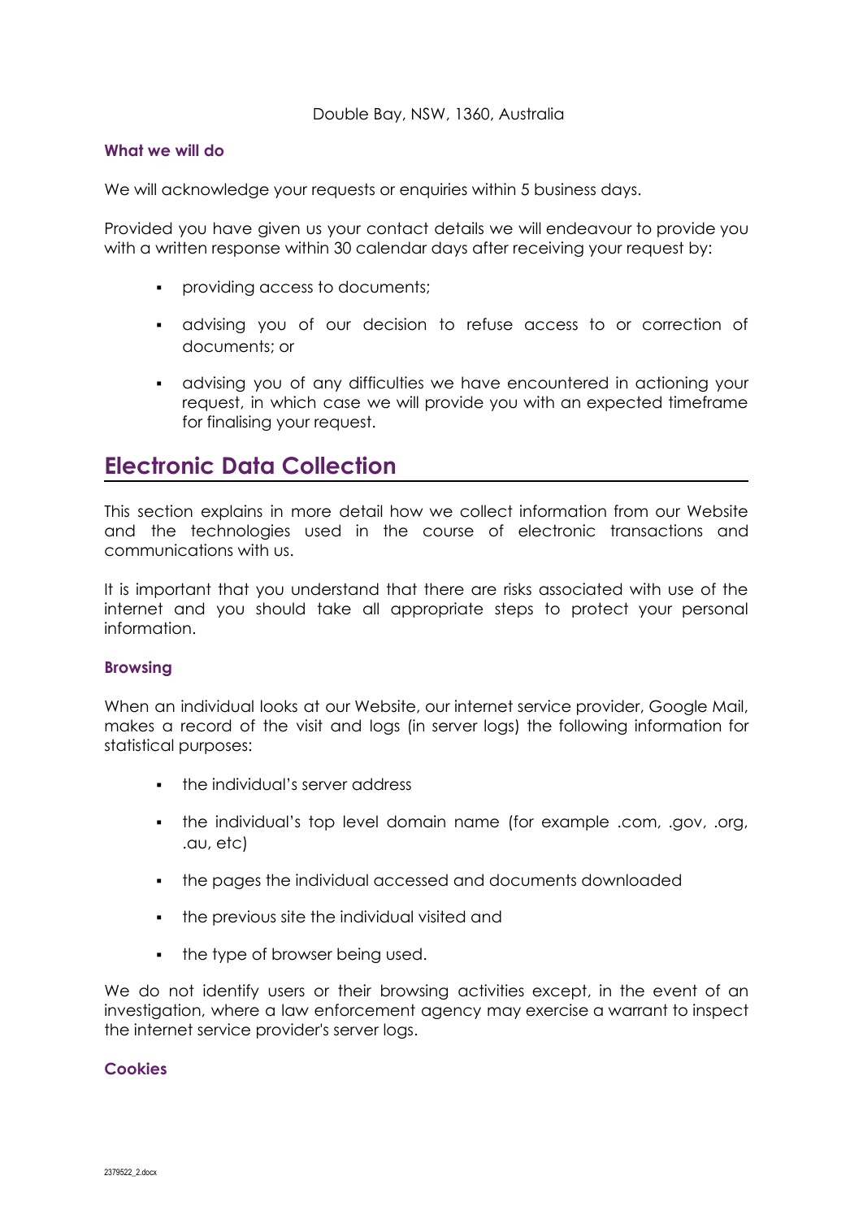Double Bay, NSW, 1360, Australia

### What we will do

We will acknowledge your requests or enquiries within 5 business days.

Provided you have given us your contact details we will endeavour to provide you with a written response within 30 calendar days after receiving your request by:

- providing access to documents;
- advising you of our decision to refuse access to or correction of documents; or
- advising you of any difficulties we have encountered in actioning your request, in which case we will provide you with an expected timeframe for finalising your request.

## Electronic Data Collection

This section explains in more detail how we collect information from our Website and the technologies used in the course of electronic transactions and communications with us.

It is important that you understand that there are risks associated with use of the internet and you should take all appropriate steps to protect your personal information.

### Browsing

When an individual looks at our Website, our internet service provider, Google Mail, makes a record of the visit and logs (in server logs) the following information for statistical purposes:

- the individual's server address
- the individual's top level domain name (for example .com, .gov, .org, .au, etc)
- the pages the individual accessed and documents downloaded
- the previous site the individual visited and
- the type of browser being used.

We do not identify users or their browsing activities except, in the event of an investigation, where a law enforcement agency may exercise a warrant to inspect the internet service provider's server logs.

### Cookies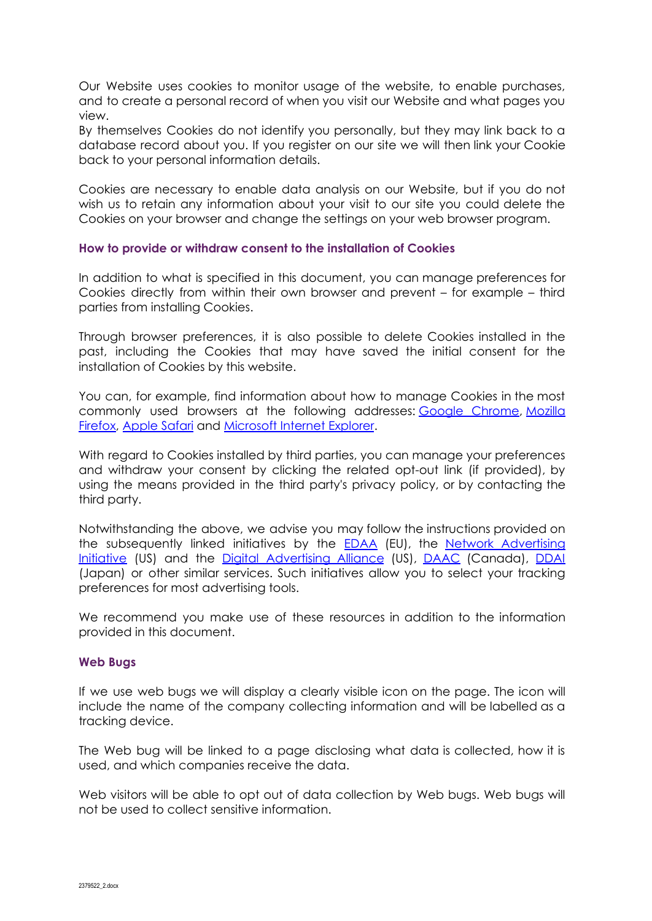Our Website uses cookies to monitor usage of the website, to enable purchases, and to create a personal record of when you visit our Website and what pages you view.

By themselves Cookies do not identify you personally, but they may link back to a database record about you. If you register on our site we will then link your Cookie back to your personal information details.

Cookies are necessary to enable data analysis on our Website, but if you do not wish us to retain any information about your visit to our site you could delete the Cookies on your browser and change the settings on your web browser program.

### How to provide or withdraw consent to the installation of Cookies

In addition to what is specified in this document, you can manage preferences for Cookies directly from within their own browser and prevent – for example – third parties from installing Cookies.

Through browser preferences, it is also possible to delete Cookies installed in the past, including the Cookies that may have saved the initial consent for the installation of Cookies by this website.

You can, for example, find information about how to manage Cookies in the most commonly used browsers at the following addresses: Google Chrome, Mozilla Firefox, Apple Safari and Microsoft Internet Explorer.

With regard to Cookies installed by third parties, you can manage your preferences and withdraw your consent by clicking the related opt-out link (if provided), by using the means provided in the third party's privacy policy, or by contacting the third party.

Notwithstanding the above, we advise you may follow the instructions provided on the subsequently linked initiatives by the EDAA (EU), the Network Advertising Initiative (US) and the Digital Advertising Alliance (US), DAAC (Canada), DDAI (Japan) or other similar services. Such initiatives allow you to select your tracking preferences for most advertising tools.

We recommend you make use of these resources in addition to the information provided in this document.

### Web Bugs

If we use web bugs we will display a clearly visible icon on the page. The icon will include the name of the company collecting information and will be labelled as a tracking device.

The Web bug will be linked to a page disclosing what data is collected, how it is used, and which companies receive the data.

Web visitors will be able to opt out of data collection by Web bugs. Web bugs will not be used to collect sensitive information.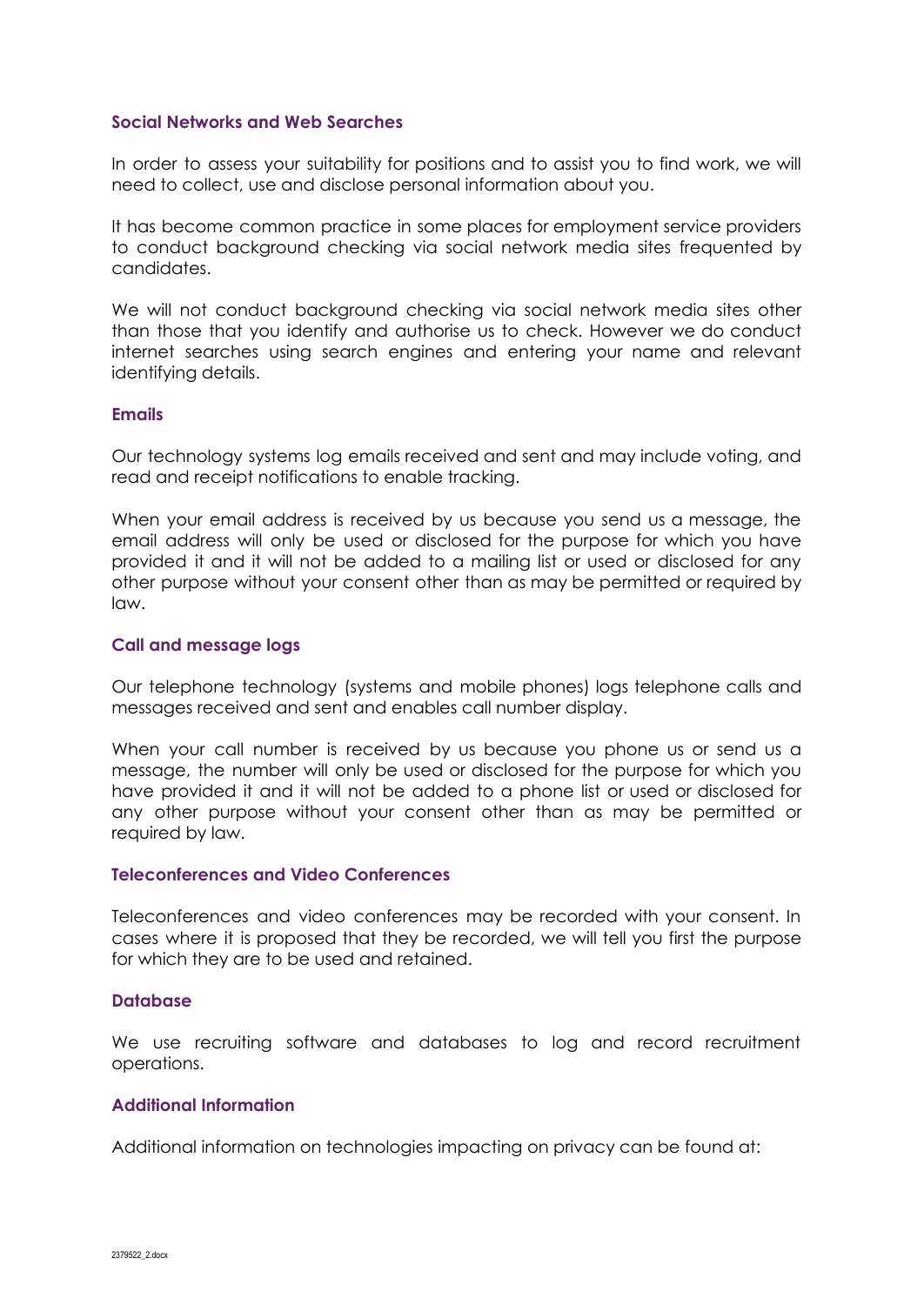### Social Networks and Web Searches

In order to assess your suitability for positions and to assist you to find work, we will need to collect, use and disclose personal information about you.

It has become common practice in some places for employment service providers to conduct background checking via social network media sites frequented by candidates.

We will not conduct background checking via social network media sites other than those that you identify and authorise us to check. However we do conduct internet searches using search engines and entering your name and relevant identifying details.

### Emails

Our technology systems log emails received and sent and may include voting, and read and receipt notifications to enable tracking.

When your email address is received by us because you send us a message, the email address will only be used or disclosed for the purpose for which you have provided it and it will not be added to a mailing list or used or disclosed for any other purpose without your consent other than as may be permitted or required by law.

### Call and message logs

Our telephone technology (systems and mobile phones) logs telephone calls and messages received and sent and enables call number display.

When your call number is received by us because you phone us or send us a message, the number will only be used or disclosed for the purpose for which you have provided it and it will not be added to a phone list or used or disclosed for any other purpose without your consent other than as may be permitted or required by law.

### Teleconferences and Video Conferences

Teleconferences and video conferences may be recorded with your consent. In cases where it is proposed that they be recorded, we will tell you first the purpose for which they are to be used and retained.

### Database

We use recruiting software and databases to log and record recruitment operations.

### Additional Information

Additional information on technologies impacting on privacy can be found at: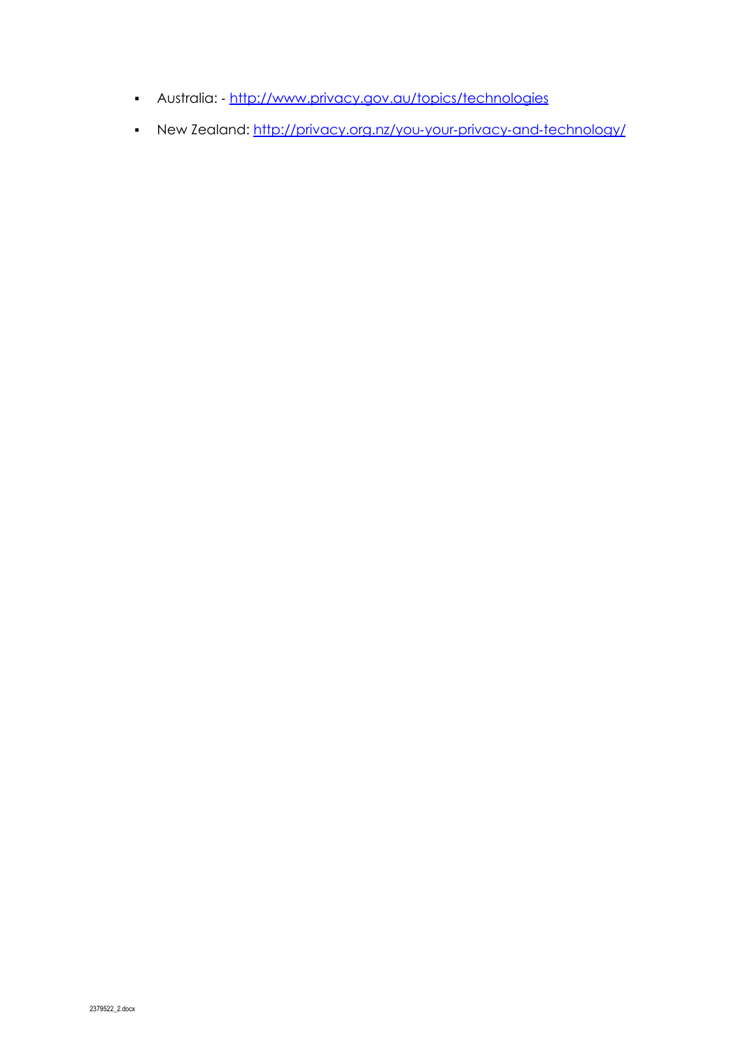- Australia: - http://www.privacy.gov.au/topics/technologies
- New Zealand: http://privacy.org.nz/you-your-privacy-and-technology/